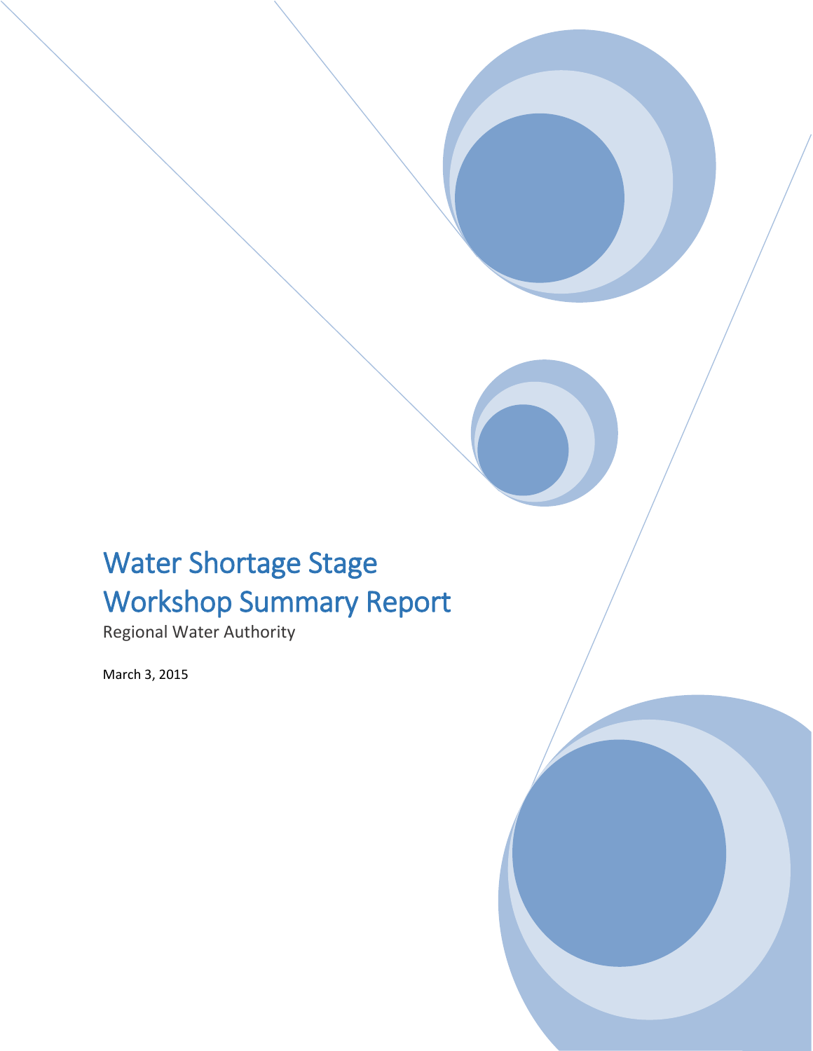# Water Shortage Stage Workshop Summary Report

Regional Water Authority

March 3, 2015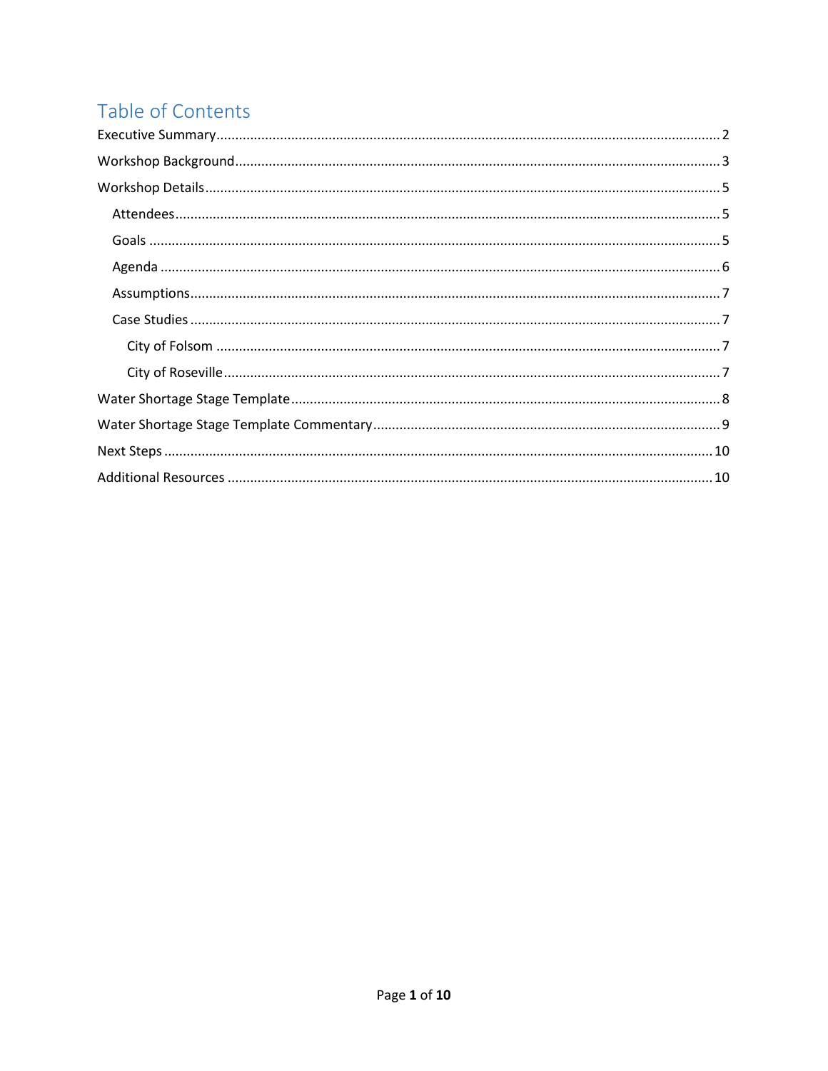# Table of Contents

Executive Summary ........ 2

Workshop Background ........ 3

Workshop Details ........ 5

- Attendees ........ 5
- Goals ........ 5
- Agenda ........ 6
- Assumptions ........ 7
- Case Studies ........ 7
  - City of Folsom ........ 7
  - City of Roseville ........ 7

Water Shortage Stage Template ........ 8

Water Shortage Stage Template Commentary ........ 9

Next Steps ........ 10

Additional Resources ........ 10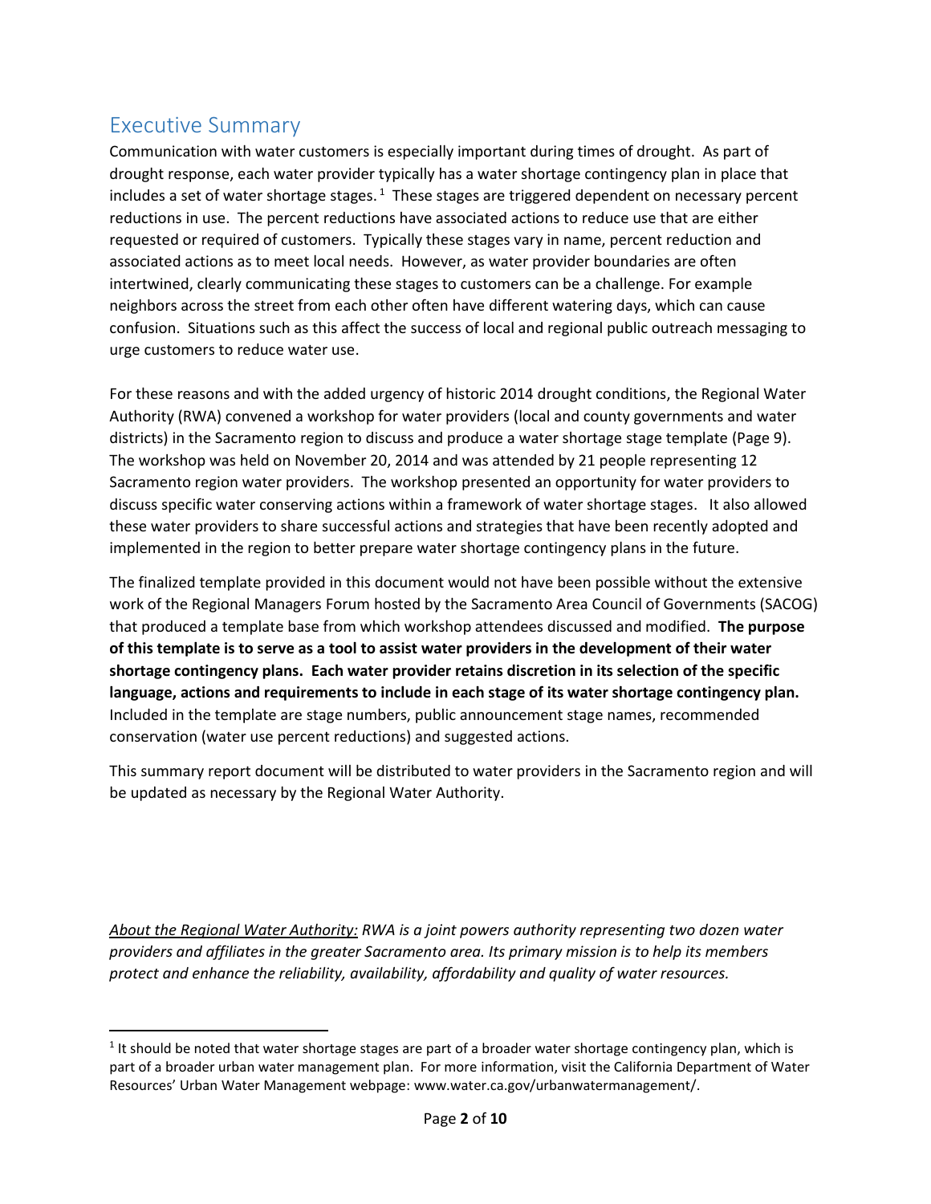# Executive Summary

Communication with water customers is especially important during times of drought. As part of drought response, each water provider typically has a water shortage contingency plan in place that includes a set of water shortage stages.[1] These stages are triggered dependent on necessary percent reductions in use. The percent reductions have associated actions to reduce use that are either requested or required of customers. Typically these stages vary in name, percent reduction and associated actions as to meet local needs. However, as water provider boundaries are often intertwined, clearly communicating these stages to customers can be a challenge. For example neighbors across the street from each other often have different watering days, which can cause confusion. Situations such as this affect the success of local and regional public outreach messaging to urge customers to reduce water use.

For these reasons and with the added urgency of historic 2014 drought conditions, the Regional Water Authority (RWA) convened a workshop for water providers (local and county governments and water districts) in the Sacramento region to discuss and produce a water shortage stage template (Page 9). The workshop was held on November 20, 2014 and was attended by 21 people representing 12 Sacramento region water providers. The workshop presented an opportunity for water providers to discuss specific water conserving actions within a framework of water shortage stages. It also allowed these water providers to share successful actions and strategies that have been recently adopted and implemented in the region to better prepare water shortage contingency plans in the future.

The finalized template provided in this document would not have been possible without the extensive work of the Regional Managers Forum hosted by the Sacramento Area Council of Governments (SACOG) that produced a template base from which workshop attendees discussed and modified. **The purpose of this template is to serve as a tool to assist water providers in the development of their water shortage contingency plans. Each water provider retains discretion in its selection of the specific language, actions and requirements to include in each stage of its water shortage contingency plan.** Included in the template are stage numbers, public announcement stage names, recommended conservation (water use percent reductions) and suggested actions.

This summary report document will be distributed to water providers in the Sacramento region and will be updated as necessary by the Regional Water Authority.

*<u>About the Regional Water Authority:</u> RWA is a joint powers authority representing two dozen water providers and affiliates in the greater Sacramento area. Its primary mission is to help its members protect and enhance the reliability, availability, affordability and quality of water resources.*

---

[1] It should be noted that water shortage stages are part of a broader water shortage contingency plan, which is part of a broader urban water management plan. For more information, visit the California Department of Water Resources' Urban Water Management webpage: www.water.ca.gov/urbanwatermanagement/.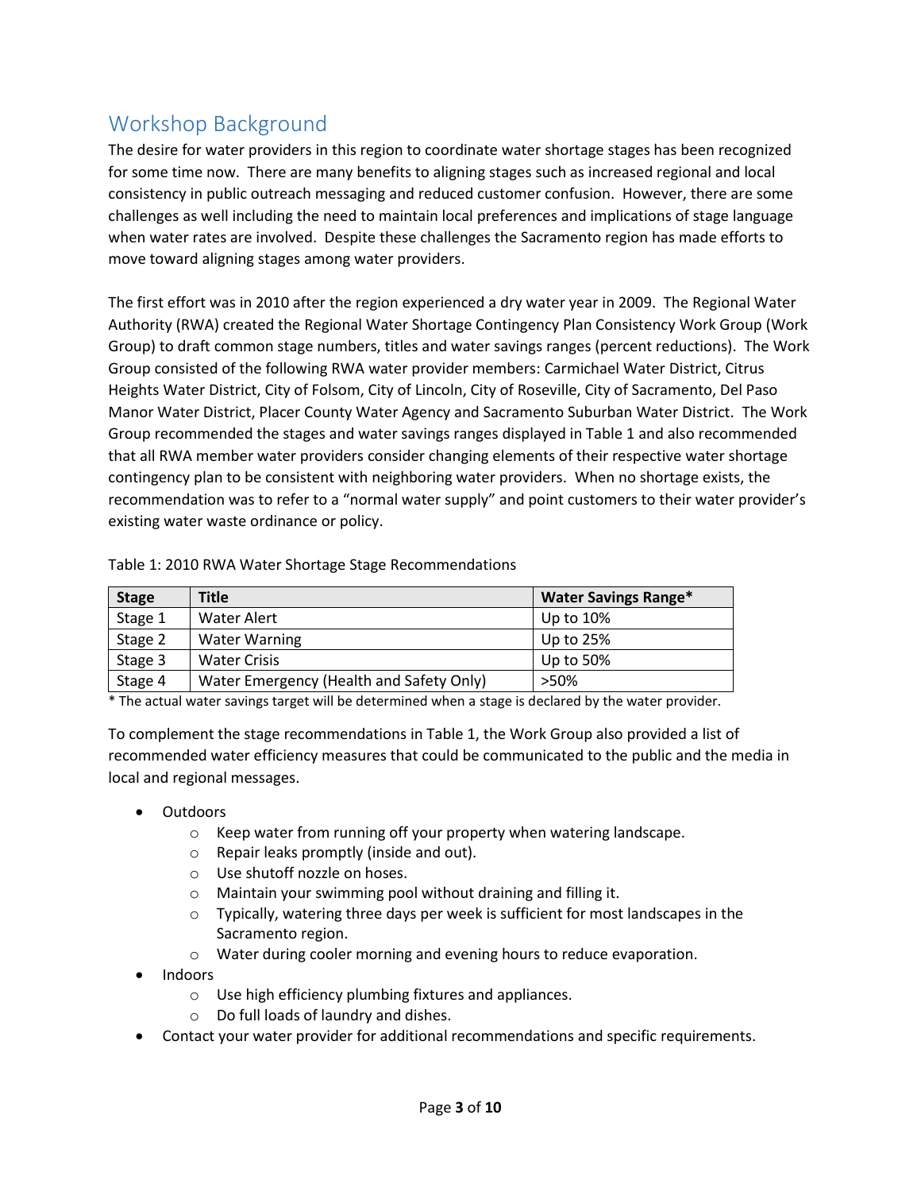## Workshop Background

The desire for water providers in this region to coordinate water shortage stages has been recognized for some time now. There are many benefits to aligning stages such as increased regional and local consistency in public outreach messaging and reduced customer confusion. However, there are some challenges as well including the need to maintain local preferences and implications of stage language when water rates are involved. Despite these challenges the Sacramento region has made efforts to move toward aligning stages among water providers.

The first effort was in 2010 after the region experienced a dry water year in 2009. The Regional Water Authority (RWA) created the Regional Water Shortage Contingency Plan Consistency Work Group (Work Group) to draft common stage numbers, titles and water savings ranges (percent reductions). The Work Group consisted of the following RWA water provider members: Carmichael Water District, Citrus Heights Water District, City of Folsom, City of Lincoln, City of Roseville, City of Sacramento, Del Paso Manor Water District, Placer County Water Agency and Sacramento Suburban Water District. The Work Group recommended the stages and water savings ranges displayed in Table 1 and also recommended that all RWA member water providers consider changing elements of their respective water shortage contingency plan to be consistent with neighboring water providers. When no shortage exists, the recommendation was to refer to a "normal water supply" and point customers to their water provider's existing water waste ordinance or policy.

Table 1: 2010 RWA Water Shortage Stage Recommendations

| Stage | Title | Water Savings Range* |
|---|---|---|
| Stage 1 | Water Alert | Up to 10% |
| Stage 2 | Water Warning | Up to 25% |
| Stage 3 | Water Crisis | Up to 50% |
| Stage 4 | Water Emergency (Health and Safety Only) | >50% |

* The actual water savings target will be determined when a stage is declared by the water provider.

To complement the stage recommendations in Table 1, the Work Group also provided a list of recommended water efficiency measures that could be communicated to the public and the media in local and regional messages.

- Outdoors
  - Keep water from running off your property when watering landscape.
  - Repair leaks promptly (inside and out).
  - Use shutoff nozzle on hoses.
  - Maintain your swimming pool without draining and filling it.
  - Typically, watering three days per week is sufficient for most landscapes in the Sacramento region.
  - Water during cooler morning and evening hours to reduce evaporation.
- Indoors
  - Use high efficiency plumbing fixtures and appliances.
  - Do full loads of laundry and dishes.
- Contact your water provider for additional recommendations and specific requirements.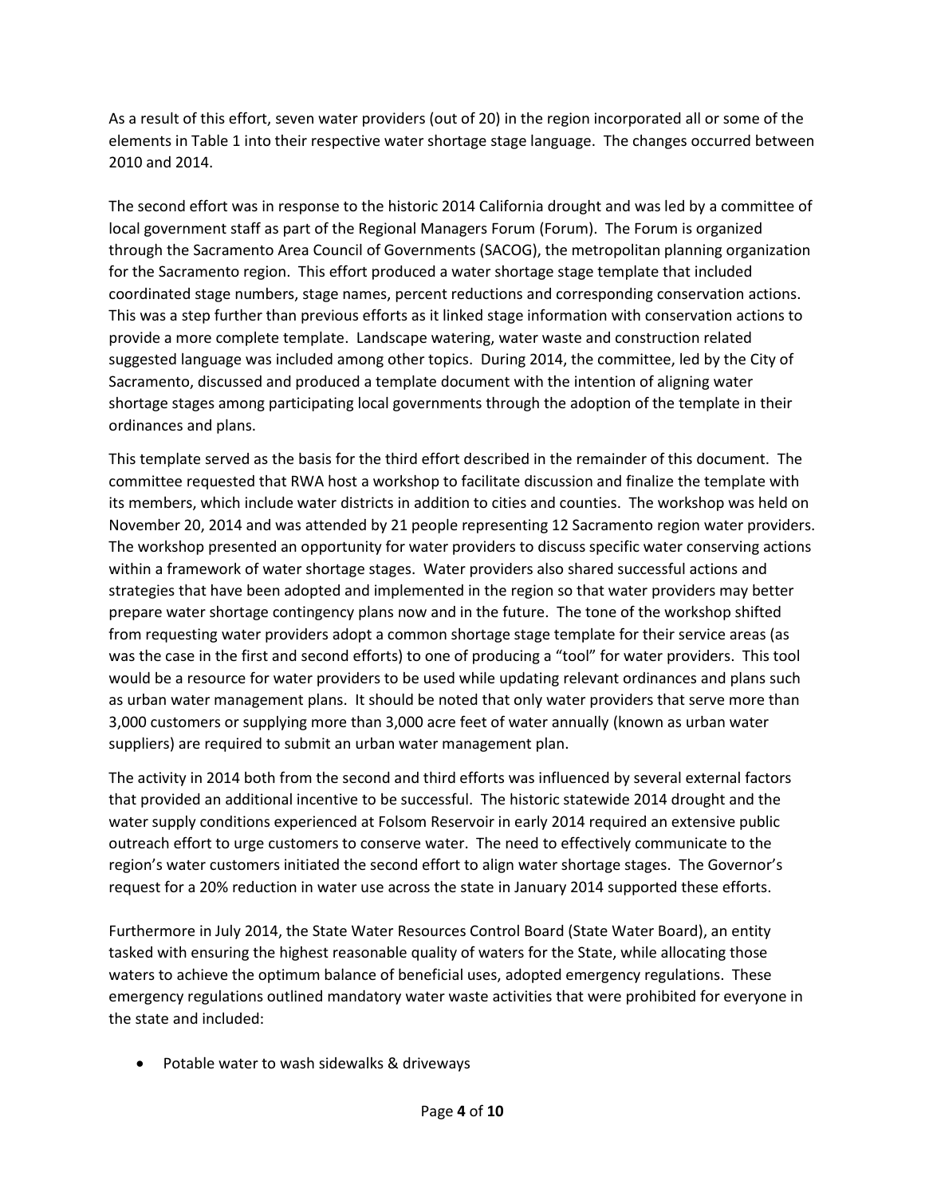As a result of this effort, seven water providers (out of 20) in the region incorporated all or some of the elements in Table 1 into their respective water shortage stage language. The changes occurred between 2010 and 2014.

The second effort was in response to the historic 2014 California drought and was led by a committee of local government staff as part of the Regional Managers Forum (Forum). The Forum is organized through the Sacramento Area Council of Governments (SACOG), the metropolitan planning organization for the Sacramento region. This effort produced a water shortage stage template that included coordinated stage numbers, stage names, percent reductions and corresponding conservation actions. This was a step further than previous efforts as it linked stage information with conservation actions to provide a more complete template. Landscape watering, water waste and construction related suggested language was included among other topics. During 2014, the committee, led by the City of Sacramento, discussed and produced a template document with the intention of aligning water shortage stages among participating local governments through the adoption of the template in their ordinances and plans.

This template served as the basis for the third effort described in the remainder of this document. The committee requested that RWA host a workshop to facilitate discussion and finalize the template with its members, which include water districts in addition to cities and counties. The workshop was held on November 20, 2014 and was attended by 21 people representing 12 Sacramento region water providers. The workshop presented an opportunity for water providers to discuss specific water conserving actions within a framework of water shortage stages. Water providers also shared successful actions and strategies that have been adopted and implemented in the region so that water providers may better prepare water shortage contingency plans now and in the future. The tone of the workshop shifted from requesting water providers adopt a common shortage stage template for their service areas (as was the case in the first and second efforts) to one of producing a "tool" for water providers. This tool would be a resource for water providers to be used while updating relevant ordinances and plans such as urban water management plans. It should be noted that only water providers that serve more than 3,000 customers or supplying more than 3,000 acre feet of water annually (known as urban water suppliers) are required to submit an urban water management plan.

The activity in 2014 both from the second and third efforts was influenced by several external factors that provided an additional incentive to be successful. The historic statewide 2014 drought and the water supply conditions experienced at Folsom Reservoir in early 2014 required an extensive public outreach effort to urge customers to conserve water. The need to effectively communicate to the region's water customers initiated the second effort to align water shortage stages. The Governor's request for a 20% reduction in water use across the state in January 2014 supported these efforts.

Furthermore in July 2014, the State Water Resources Control Board (State Water Board), an entity tasked with ensuring the highest reasonable quality of waters for the State, while allocating those waters to achieve the optimum balance of beneficial uses, adopted emergency regulations. These emergency regulations outlined mandatory water waste activities that were prohibited for everyone in the state and included:

- Potable water to wash sidewalks & driveways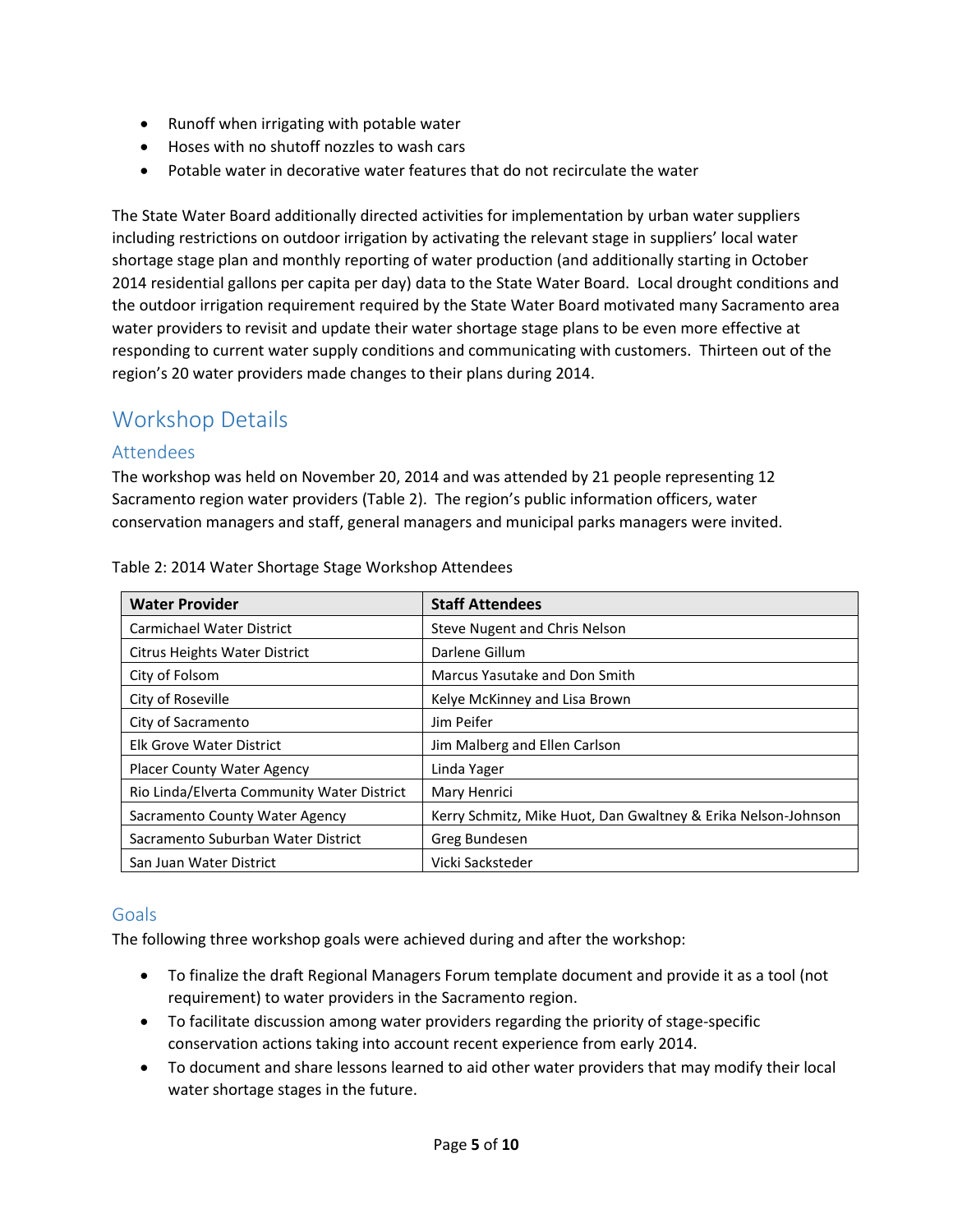- Runoff when irrigating with potable water
- Hoses with no shutoff nozzles to wash cars
- Potable water in decorative water features that do not recirculate the water

The State Water Board additionally directed activities for implementation by urban water suppliers including restrictions on outdoor irrigation by activating the relevant stage in suppliers' local water shortage stage plan and monthly reporting of water production (and additionally starting in October 2014 residential gallons per capita per day) data to the State Water Board. Local drought conditions and the outdoor irrigation requirement required by the State Water Board motivated many Sacramento area water providers to revisit and update their water shortage stage plans to be even more effective at responding to current water supply conditions and communicating with customers. Thirteen out of the region's 20 water providers made changes to their plans during 2014.

## Workshop Details

### Attendees

The workshop was held on November 20, 2014 and was attended by 21 people representing 12 Sacramento region water providers (Table 2). The region's public information officers, water conservation managers and staff, general managers and municipal parks managers were invited.

Table 2: 2014 Water Shortage Stage Workshop Attendees

| Water Provider | Staff Attendees |
|---|---|
| Carmichael Water District | Steve Nugent and Chris Nelson |
| Citrus Heights Water District | Darlene Gillum |
| City of Folsom | Marcus Yasutake and Don Smith |
| City of Roseville | Kelye McKinney and Lisa Brown |
| City of Sacramento | Jim Peifer |
| Elk Grove Water District | Jim Malberg and Ellen Carlson |
| Placer County Water Agency | Linda Yager |
| Rio Linda/Elverta Community Water District | Mary Henrici |
| Sacramento County Water Agency | Kerry Schmitz, Mike Huot, Dan Gwaltney & Erika Nelson-Johnson |
| Sacramento Suburban Water District | Greg Bundesen |
| San Juan Water District | Vicki Sacksteder |

### Goals

The following three workshop goals were achieved during and after the workshop:

- To finalize the draft Regional Managers Forum template document and provide it as a tool (not requirement) to water providers in the Sacramento region.
- To facilitate discussion among water providers regarding the priority of stage-specific conservation actions taking into account recent experience from early 2014.
- To document and share lessons learned to aid other water providers that may modify their local water shortage stages in the future.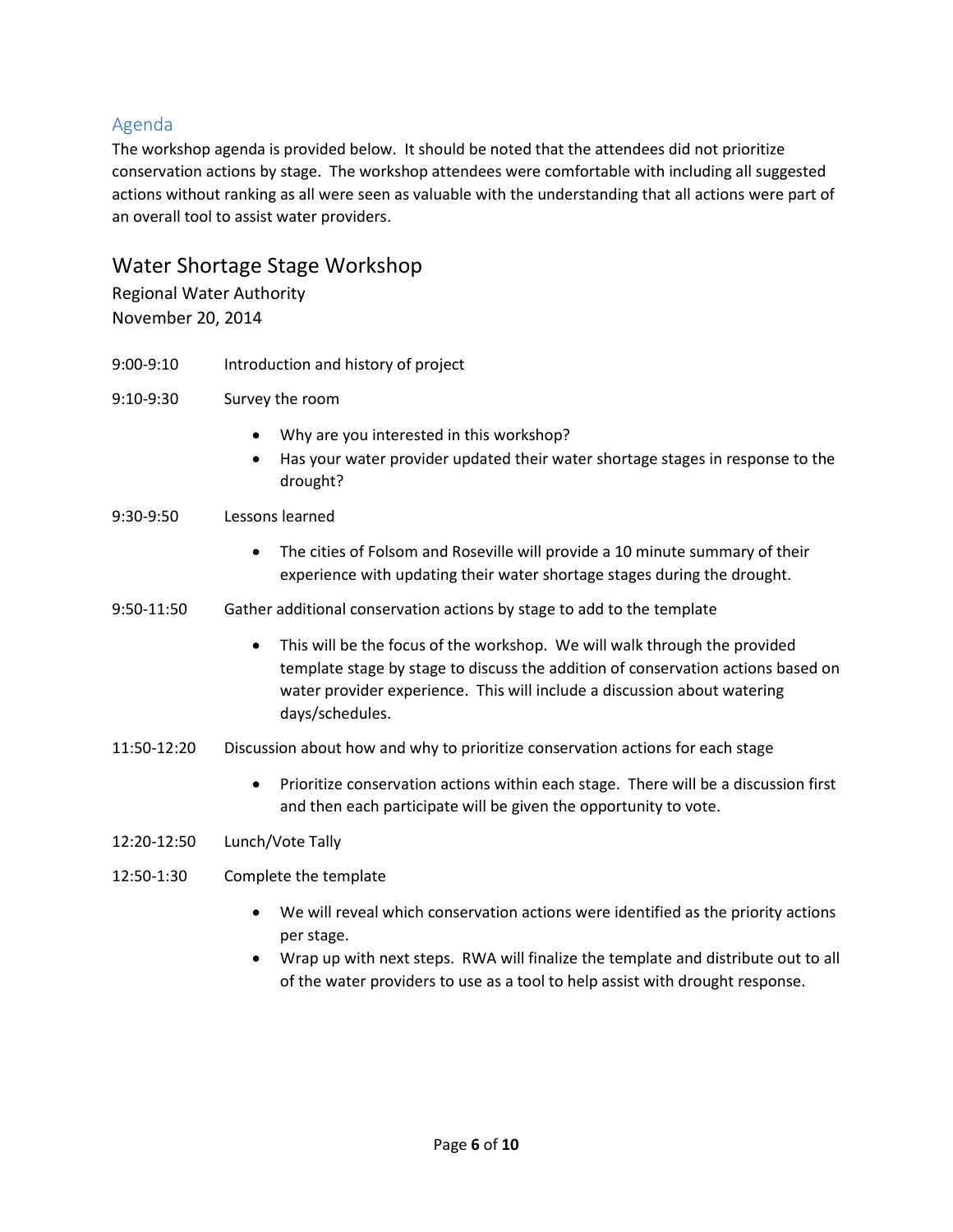## Agenda

The workshop agenda is provided below. It should be noted that the attendees did not prioritize conservation actions by stage. The workshop attendees were comfortable with including all suggested actions without ranking as all were seen as valuable with the understanding that all actions were part of an overall tool to assist water providers.

### Water Shortage Stage Workshop

Regional Water Authority
November 20, 2014

9:00-9:10 Introduction and history of project

9:10-9:30 Survey the room

- Why are you interested in this workshop?
- Has your water provider updated their water shortage stages in response to the drought?

9:30-9:50 Lessons learned

- The cities of Folsom and Roseville will provide a 10 minute summary of their experience with updating their water shortage stages during the drought.

9:50-11:50 Gather additional conservation actions by stage to add to the template

- This will be the focus of the workshop. We will walk through the provided template stage by stage to discuss the addition of conservation actions based on water provider experience. This will include a discussion about watering days/schedules.

11:50-12:20 Discussion about how and why to prioritize conservation actions for each stage

- Prioritize conservation actions within each stage. There will be a discussion first and then each participate will be given the opportunity to vote.

12:20-12:50 Lunch/Vote Tally

12:50-1:30 Complete the template

- We will reveal which conservation actions were identified as the priority actions per stage.
- Wrap up with next steps. RWA will finalize the template and distribute out to all of the water providers to use as a tool to help assist with drought response.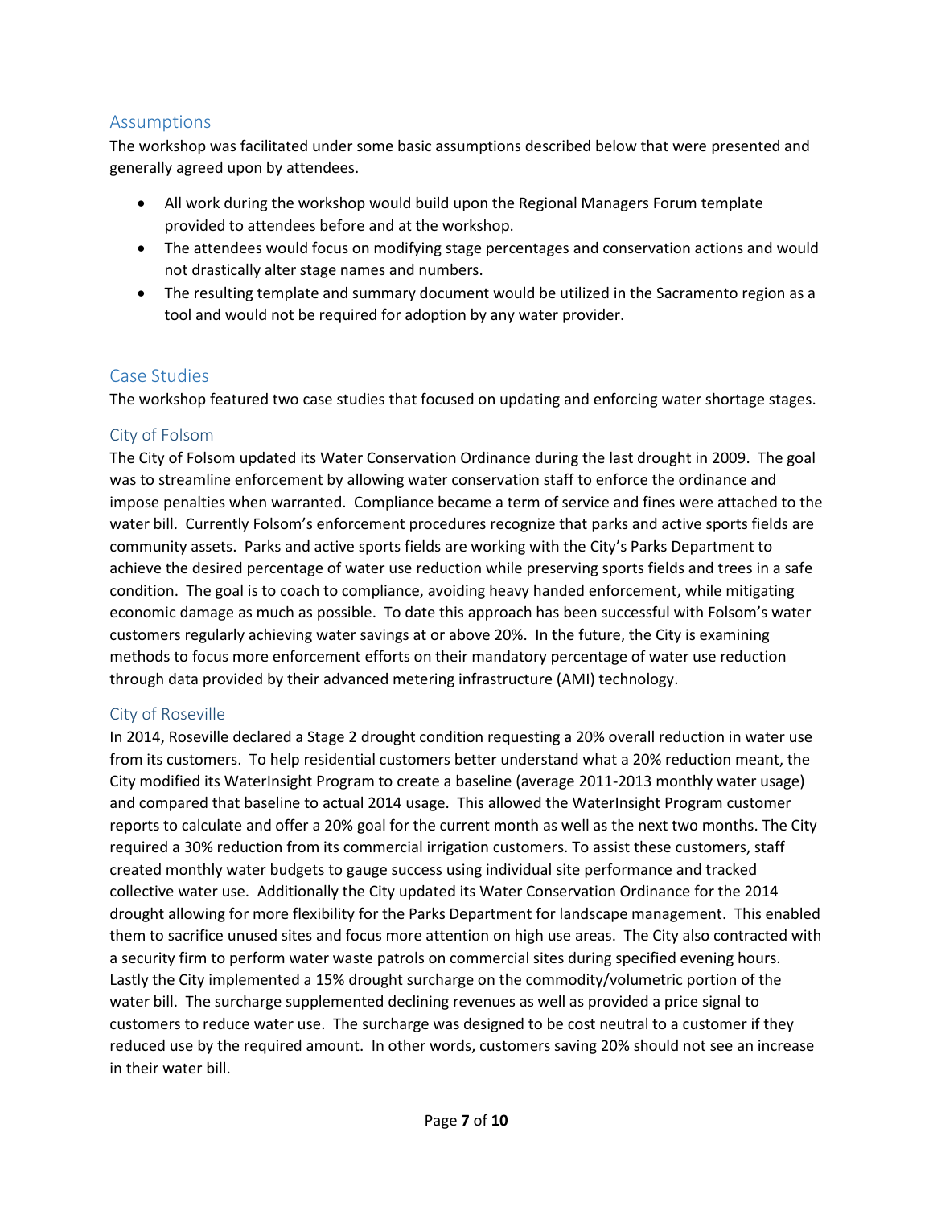## Assumptions

The workshop was facilitated under some basic assumptions described below that were presented and generally agreed upon by attendees.

- All work during the workshop would build upon the Regional Managers Forum template provided to attendees before and at the workshop.
- The attendees would focus on modifying stage percentages and conservation actions and would not drastically alter stage names and numbers.
- The resulting template and summary document would be utilized in the Sacramento region as a tool and would not be required for adoption by any water provider.

## Case Studies

The workshop featured two case studies that focused on updating and enforcing water shortage stages.

### City of Folsom

The City of Folsom updated its Water Conservation Ordinance during the last drought in 2009. The goal was to streamline enforcement by allowing water conservation staff to enforce the ordinance and impose penalties when warranted. Compliance became a term of service and fines were attached to the water bill. Currently Folsom's enforcement procedures recognize that parks and active sports fields are community assets. Parks and active sports fields are working with the City's Parks Department to achieve the desired percentage of water use reduction while preserving sports fields and trees in a safe condition. The goal is to coach to compliance, avoiding heavy handed enforcement, while mitigating economic damage as much as possible. To date this approach has been successful with Folsom's water customers regularly achieving water savings at or above 20%. In the future, the City is examining methods to focus more enforcement efforts on their mandatory percentage of water use reduction through data provided by their advanced metering infrastructure (AMI) technology.

### City of Roseville

In 2014, Roseville declared a Stage 2 drought condition requesting a 20% overall reduction in water use from its customers. To help residential customers better understand what a 20% reduction meant, the City modified its WaterInsight Program to create a baseline (average 2011-2013 monthly water usage) and compared that baseline to actual 2014 usage. This allowed the WaterInsight Program customer reports to calculate and offer a 20% goal for the current month as well as the next two months. The City required a 30% reduction from its commercial irrigation customers. To assist these customers, staff created monthly water budgets to gauge success using individual site performance and tracked collective water use. Additionally the City updated its Water Conservation Ordinance for the 2014 drought allowing for more flexibility for the Parks Department for landscape management. This enabled them to sacrifice unused sites and focus more attention on high use areas. The City also contracted with a security firm to perform water waste patrols on commercial sites during specified evening hours. Lastly the City implemented a 15% drought surcharge on the commodity/volumetric portion of the water bill. The surcharge supplemented declining revenues as well as provided a price signal to customers to reduce water use. The surcharge was designed to be cost neutral to a customer if they reduced use by the required amount. In other words, customers saving 20% should not see an increase in their water bill.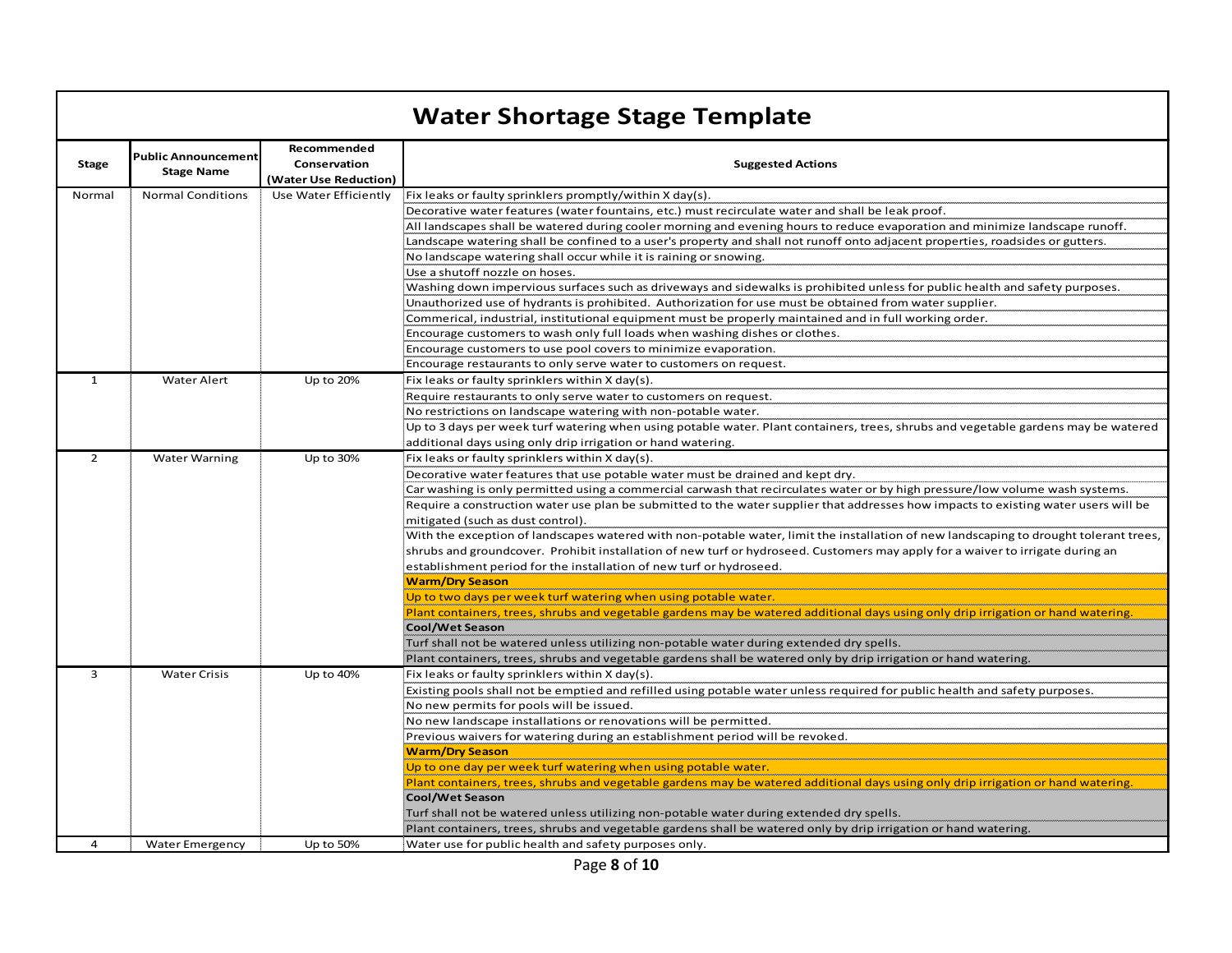# Water Shortage Stage Template

| Stage | Public Announcement Stage Name | Recommended Conservation (Water Use Reduction) | Suggested Actions |
|---|---|---|---|
| Normal | Normal Conditions | Use Water Efficiently | Fix leaks or faulty sprinklers promptly/within X day(s). |
| | | | Decorative water features (water fountains, etc.) must recirculate water and shall be leak proof. |
| | | | All landscapes shall be watered during cooler morning and evening hours to reduce evaporation and minimize landscape runoff. |
| | | | Landscape watering shall be confined to a user's property and shall not runoff onto adjacent properties, roadsides or gutters. |
| | | | No landscape watering shall occur while it is raining or snowing. |
| | | | Use a shutoff nozzle on hoses. |
| | | | Washing down impervious surfaces such as driveways and sidewalks is prohibited unless for public health and safety purposes. |
| | | | Unauthorized use of hydrants is prohibited. Authorization for use must be obtained from water supplier. |
| | | | Commerical, industrial, institutional equipment must be properly maintained and in full working order. |
| | | | Encourage customers to wash only full loads when washing dishes or clothes. |
| | | | Encourage customers to use pool covers to minimize evaporation. |
| | | | Encourage restaurants to only serve water to customers on request. |
| 1 | Water Alert | Up to 20% | Fix leaks or faulty sprinklers within X day(s). |
| | | | Require restaurants to only serve water to customers on request. |
| | | | No restrictions on landscape watering with non-potable water. |
| | | | Up to 3 days per week turf watering when using potable water. Plant containers, trees, shrubs and vegetable gardens may be watered additional days using only drip irrigation or hand watering. |
| 2 | Water Warning | Up to 30% | Fix leaks or faulty sprinklers within X day(s). |
| | | | Decorative water features that use potable water must be drained and kept dry. |
| | | | Car washing is only permitted using a commercial carwash that recirculates water or by high pressure/low volume wash systems. |
| | | | Require a construction water use plan be submitted to the water supplier that addresses how impacts to existing water users will be mitigated (such as dust control). |
| | | | With the exception of landscapes watered with non-potable water, limit the installation of new landscaping to drought tolerant trees, shrubs and groundcover. Prohibit installation of new turf or hydroseed. Customers may apply for a waiver to irrigate during an establishment period for the installation of new turf or hydroseed. |
| | | | **Warm/Dry Season** |
| | | | Up to two days per week turf watering when using potable water. |
| | | | Plant containers, trees, shrubs and vegetable gardens may be watered additional days using only drip irrigation or hand watering. |
| | | | **Cool/Wet Season** |
| | | | Turf shall not be watered unless utilizing non-potable water during extended dry spells. |
| | | | Plant containers, trees, shrubs and vegetable gardens shall be watered only by drip irrigation or hand watering. |
| 3 | Water Crisis | Up to 40% | Fix leaks or faulty sprinklers within X day(s). |
| | | | Existing pools shall not be emptied and refilled using potable water unless required for public health and safety purposes. |
| | | | No new permits for pools will be issued. |
| | | | No new landscape installations or renovations will be permitted. |
| | | | Previous waivers for watering during an establishment period will be revoked. |
| | | | **Warm/Dry Season** |
| | | | Up to one day per week turf watering when using potable water. |
| | | | Plant containers, trees, shrubs and vegetable gardens may be watered additional days using only drip irrigation or hand watering. |
| | | | **Cool/Wet Season** |
| | | | Turf shall not be watered unless utilizing non-potable water during extended dry spells. |
| | | | Plant containers, trees, shrubs and vegetable gardens shall be watered only by drip irrigation or hand watering. |
| 4 | Water Emergency | Up to 50% | Water use for public health and safety purposes only. |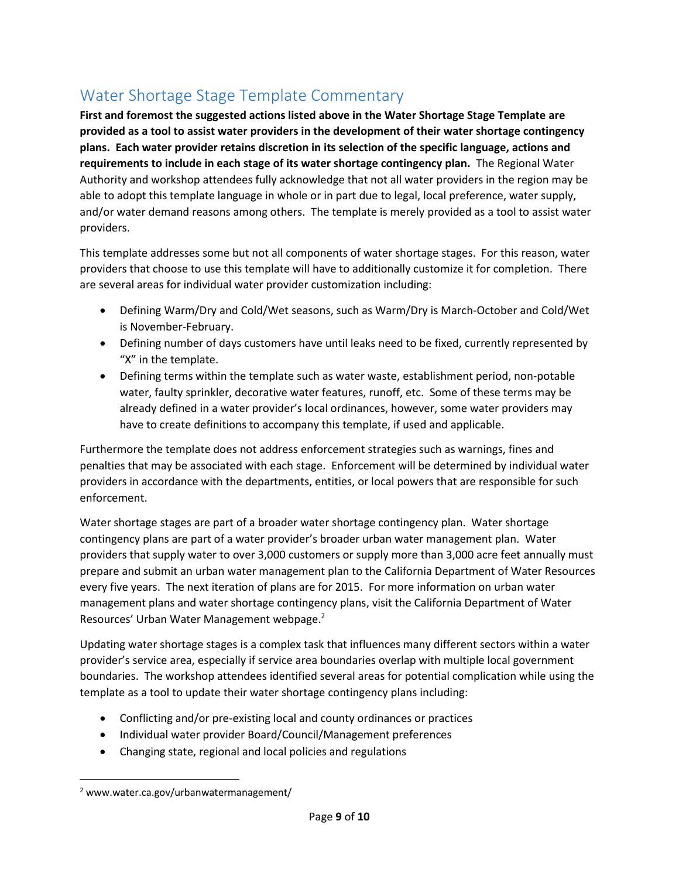## Water Shortage Stage Template Commentary

**First and foremost the suggested actions listed above in the Water Shortage Stage Template are provided as a tool to assist water providers in the development of their water shortage contingency plans. Each water provider retains discretion in its selection of the specific language, actions and requirements to include in each stage of its water shortage contingency plan.** The Regional Water Authority and workshop attendees fully acknowledge that not all water providers in the region may be able to adopt this template language in whole or in part due to legal, local preference, water supply, and/or water demand reasons among others. The template is merely provided as a tool to assist water providers.

This template addresses some but not all components of water shortage stages. For this reason, water providers that choose to use this template will have to additionally customize it for completion. There are several areas for individual water provider customization including:

- Defining Warm/Dry and Cold/Wet seasons, such as Warm/Dry is March-October and Cold/Wet is November-February.
- Defining number of days customers have until leaks need to be fixed, currently represented by "X" in the template.
- Defining terms within the template such as water waste, establishment period, non-potable water, faulty sprinkler, decorative water features, runoff, etc. Some of these terms may be already defined in a water provider's local ordinances, however, some water providers may have to create definitions to accompany this template, if used and applicable.

Furthermore the template does not address enforcement strategies such as warnings, fines and penalties that may be associated with each stage. Enforcement will be determined by individual water providers in accordance with the departments, entities, or local powers that are responsible for such enforcement.

Water shortage stages are part of a broader water shortage contingency plan. Water shortage contingency plans are part of a water provider's broader urban water management plan. Water providers that supply water to over 3,000 customers or supply more than 3,000 acre feet annually must prepare and submit an urban water management plan to the California Department of Water Resources every five years. The next iteration of plans are for 2015. For more information on urban water management plans and water shortage contingency plans, visit the California Department of Water Resources' Urban Water Management webpage.[2]

Updating water shortage stages is a complex task that influences many different sectors within a water provider's service area, especially if service area boundaries overlap with multiple local government boundaries. The workshop attendees identified several areas for potential complication while using the template as a tool to update their water shortage contingency plans including:

- Conflicting and/or pre-existing local and county ordinances or practices
- Individual water provider Board/Council/Management preferences
- Changing state, regional and local policies and regulations

[2] www.water.ca.gov/urbanwatermanagement/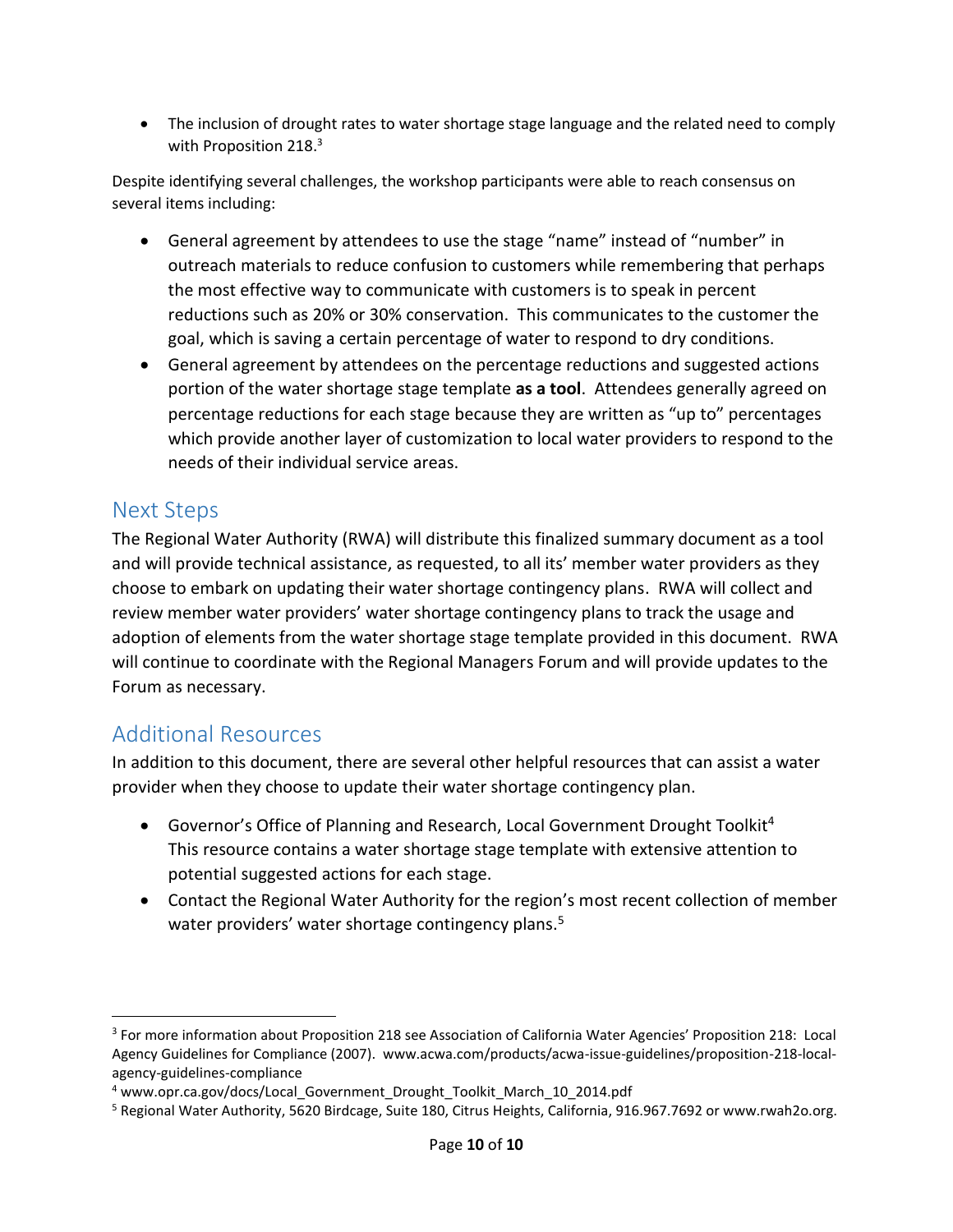- The inclusion of drought rates to water shortage stage language and the related need to comply with Proposition 218.[3]

Despite identifying several challenges, the workshop participants were able to reach consensus on several items including:

- General agreement by attendees to use the stage "name" instead of "number" in outreach materials to reduce confusion to customers while remembering that perhaps the most effective way to communicate with customers is to speak in percent reductions such as 20% or 30% conservation. This communicates to the customer the goal, which is saving a certain percentage of water to respond to dry conditions.
- General agreement by attendees on the percentage reductions and suggested actions portion of the water shortage stage template **as a tool**. Attendees generally agreed on percentage reductions for each stage because they are written as "up to" percentages which provide another layer of customization to local water providers to respond to the needs of their individual service areas.

## Next Steps

The Regional Water Authority (RWA) will distribute this finalized summary document as a tool and will provide technical assistance, as requested, to all its' member water providers as they choose to embark on updating their water shortage contingency plans. RWA will collect and review member water providers' water shortage contingency plans to track the usage and adoption of elements from the water shortage stage template provided in this document. RWA will continue to coordinate with the Regional Managers Forum and will provide updates to the Forum as necessary.

## Additional Resources

In addition to this document, there are several other helpful resources that can assist a water provider when they choose to update their water shortage contingency plan.

- Governor's Office of Planning and Research, Local Government Drought Toolkit[4]
  This resource contains a water shortage stage template with extensive attention to potential suggested actions for each stage.
- Contact the Regional Water Authority for the region's most recent collection of member water providers' water shortage contingency plans.[5]

---

[3] For more information about Proposition 218 see Association of California Water Agencies' Proposition 218: Local Agency Guidelines for Compliance (2007). www.acwa.com/products/acwa-issue-guidelines/proposition-218-local-agency-guidelines-compliance

[4] www.opr.ca.gov/docs/Local_Government_Drought_Toolkit_March_10_2014.pdf

[5] Regional Water Authority, 5620 Birdcage, Suite 180, Citrus Heights, California, 916.967.7692 or www.rwah2o.org.